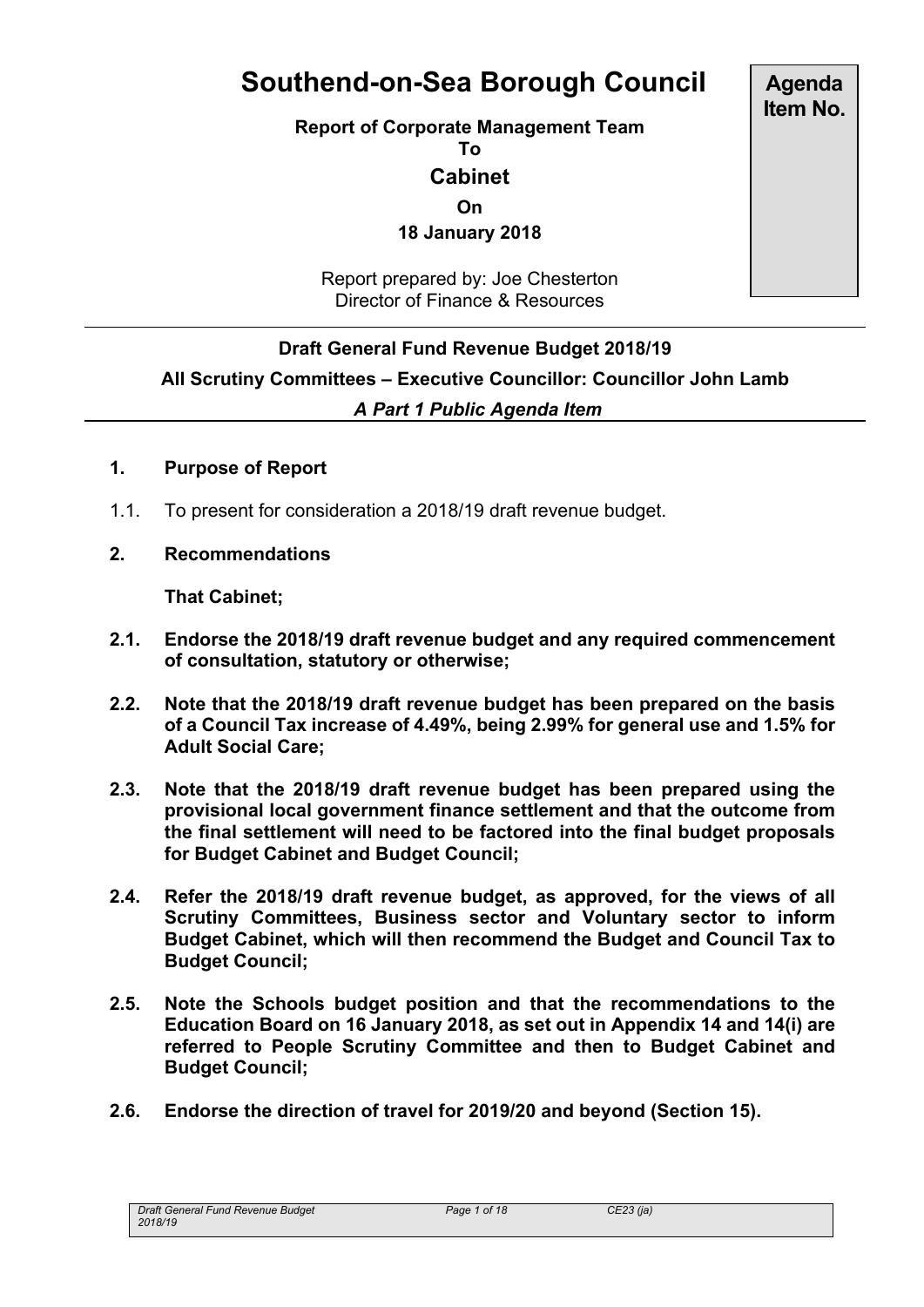# Southend-on-Sea Borough Council

**Agenda Item No.**

**Report of Corporate Management Team**
**To**
**Cabinet**
**On**
**18 January 2018**

Report prepared by: Joe Chesterton
Director of Finance & Resources

**Draft General Fund Revenue Budget 2018/19**

**All Scrutiny Committees – Executive Councillor: Councillor John Lamb**

***A Part 1 Public Agenda Item***

## 1. Purpose of Report

1.1. To present for consideration a 2018/19 draft revenue budget.

## 2. Recommendations

**That Cabinet;**

**2.1. Endorse the 2018/19 draft revenue budget and any required commencement of consultation, statutory or otherwise;**

**2.2. Note that the 2018/19 draft revenue budget has been prepared on the basis of a Council Tax increase of 4.49%, being 2.99% for general use and 1.5% for Adult Social Care;**

**2.3. Note that the 2018/19 draft revenue budget has been prepared using the provisional local government finance settlement and that the outcome from the final settlement will need to be factored into the final budget proposals for Budget Cabinet and Budget Council;**

**2.4. Refer the 2018/19 draft revenue budget, as approved, for the views of all Scrutiny Committees, Business sector and Voluntary sector to inform Budget Cabinet, which will then recommend the Budget and Council Tax to Budget Council;**

**2.5. Note the Schools budget position and that the recommendations to the Education Board on 16 January 2018, as set out in Appendix 14 and 14(i) are referred to People Scrutiny Committee and then to Budget Cabinet and Budget Council;**

**2.6. Endorse the direction of travel for 2019/20 and beyond (Section 15).**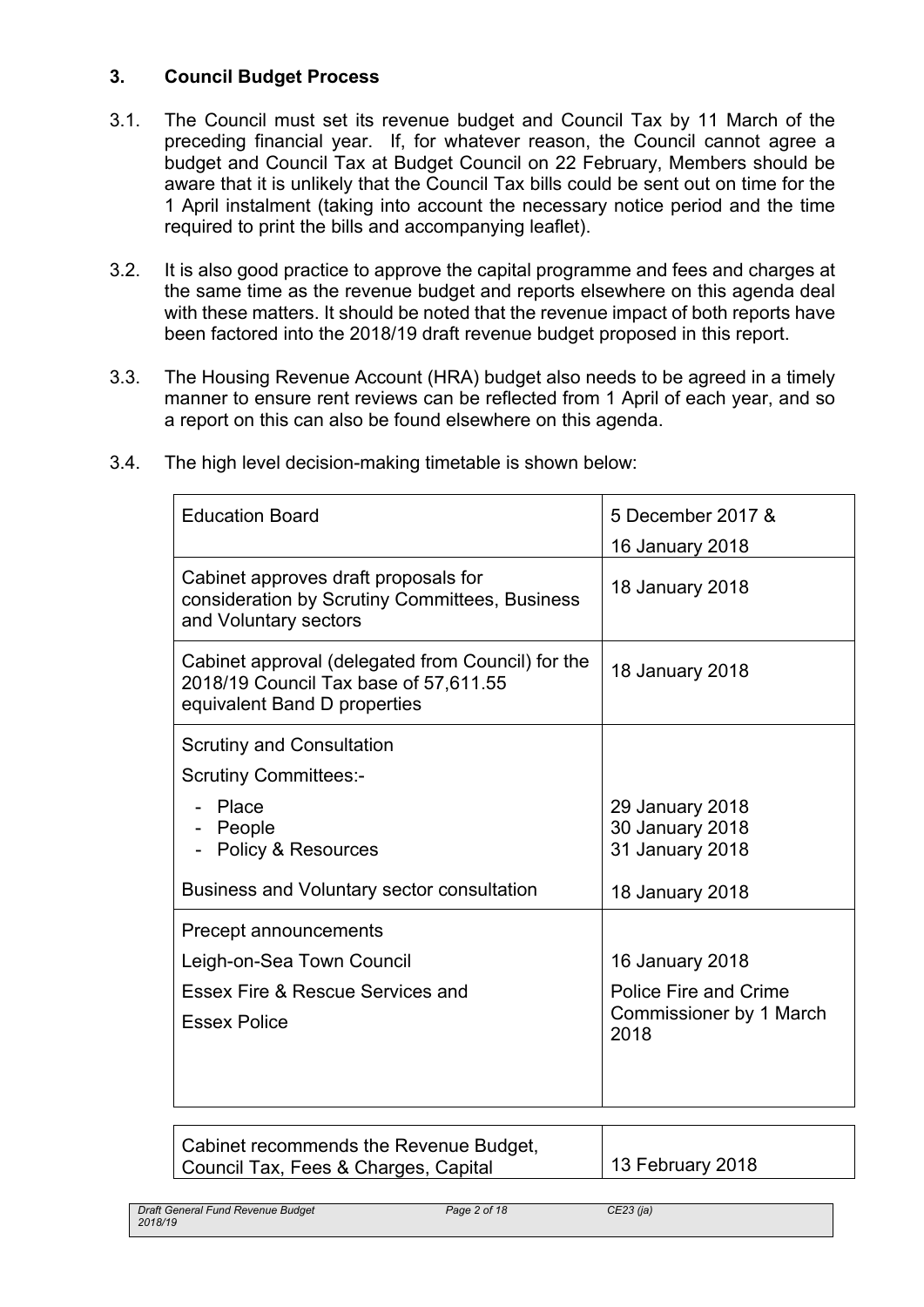### 3. Council Budget Process

3.1. The Council must set its revenue budget and Council Tax by 11 March of the preceding financial year. If, for whatever reason, the Council cannot agree a budget and Council Tax at Budget Council on 22 February, Members should be aware that it is unlikely that the Council Tax bills could be sent out on time for the 1 April instalment (taking into account the necessary notice period and the time required to print the bills and accompanying leaflet).

3.2. It is also good practice to approve the capital programme and fees and charges at the same time as the revenue budget and reports elsewhere on this agenda deal with these matters. It should be noted that the revenue impact of both reports have been factored into the 2018/19 draft revenue budget proposed in this report.

3.3. The Housing Revenue Account (HRA) budget also needs to be agreed in a timely manner to ensure rent reviews can be reflected from 1 April of each year, and so a report on this can also be found elsewhere on this agenda.

3.4. The high level decision-making timetable is shown below:

| | |
|---|---|
| Education Board | 5 December 2017 &<br>16 January 2018 |
| Cabinet approves draft proposals for consideration by Scrutiny Committees, Business and Voluntary sectors | 18 January 2018 |
| Cabinet approval (delegated from Council) for the 2018/19 Council Tax base of 57,611.55 equivalent Band D properties | 18 January 2018 |
| Scrutiny and Consultation<br>Scrutiny Committees:-<br>- Place<br>- People<br>- Policy & Resources<br><br>Business and Voluntary sector consultation | <br><br>29 January 2018<br>30 January 2018<br>31 January 2018<br><br>18 January 2018 |
| Precept announcements<br>Leigh-on-Sea Town Council<br>Essex Fire & Rescue Services and<br>Essex Police | <br>16 January 2018<br>Police Fire and Crime Commissioner by 1 March 2018 |
| Cabinet recommends the Revenue Budget, Council Tax, Fees & Charges, Capital | 13 February 2018 |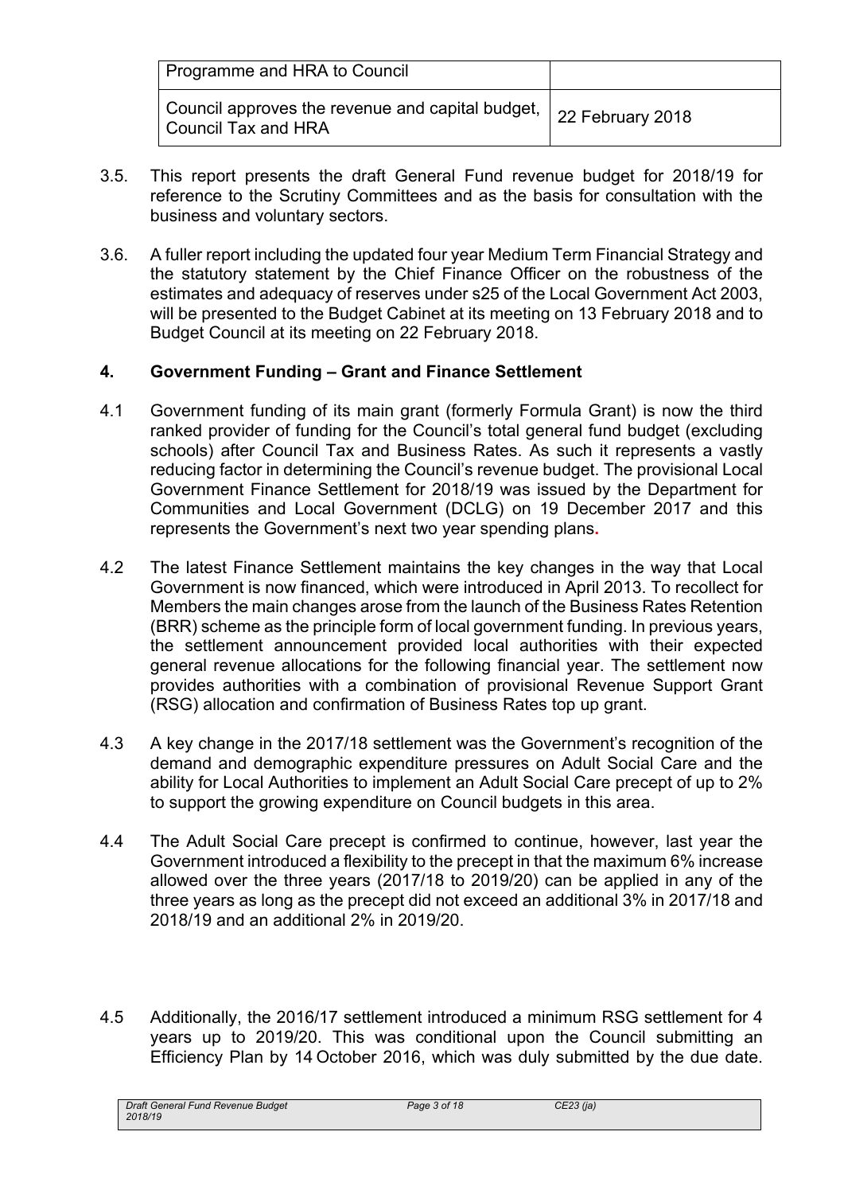| Programme and HRA to Council | |
| --- | --- |
| Council approves the revenue and capital budget, Council Tax and HRA | 22 February 2018 |

3.5. This report presents the draft General Fund revenue budget for 2018/19 for reference to the Scrutiny Committees and as the basis for consultation with the business and voluntary sectors.

3.6. A fuller report including the updated four year Medium Term Financial Strategy and the statutory statement by the Chief Finance Officer on the robustness of the estimates and adequacy of reserves under s25 of the Local Government Act 2003, will be presented to the Budget Cabinet at its meeting on 13 February 2018 and to Budget Council at its meeting on 22 February 2018.

## 4. Government Funding – Grant and Finance Settlement

4.1 Government funding of its main grant (formerly Formula Grant) is now the third ranked provider of funding for the Council's total general fund budget (excluding schools) after Council Tax and Business Rates. As such it represents a vastly reducing factor in determining the Council's revenue budget. The provisional Local Government Finance Settlement for 2018/19 was issued by the Department for Communities and Local Government (DCLG) on 19 December 2017 and this represents the Government's next two year spending plans.

4.2 The latest Finance Settlement maintains the key changes in the way that Local Government is now financed, which were introduced in April 2013. To recollect for Members the main changes arose from the launch of the Business Rates Retention (BRR) scheme as the principle form of local government funding. In previous years, the settlement announcement provided local authorities with their expected general revenue allocations for the following financial year. The settlement now provides authorities with a combination of provisional Revenue Support Grant (RSG) allocation and confirmation of Business Rates top up grant.

4.3 A key change in the 2017/18 settlement was the Government's recognition of the demand and demographic expenditure pressures on Adult Social Care and the ability for Local Authorities to implement an Adult Social Care precept of up to 2% to support the growing expenditure on Council budgets in this area.

4.4 The Adult Social Care precept is confirmed to continue, however, last year the Government introduced a flexibility to the precept in that the maximum 6% increase allowed over the three years (2017/18 to 2019/20) can be applied in any of the three years as long as the precept did not exceed an additional 3% in 2017/18 and 2018/19 and an additional 2% in 2019/20.

4.5 Additionally, the 2016/17 settlement introduced a minimum RSG settlement for 4 years up to 2019/20. This was conditional upon the Council submitting an Efficiency Plan by 14 October 2016, which was duly submitted by the due date.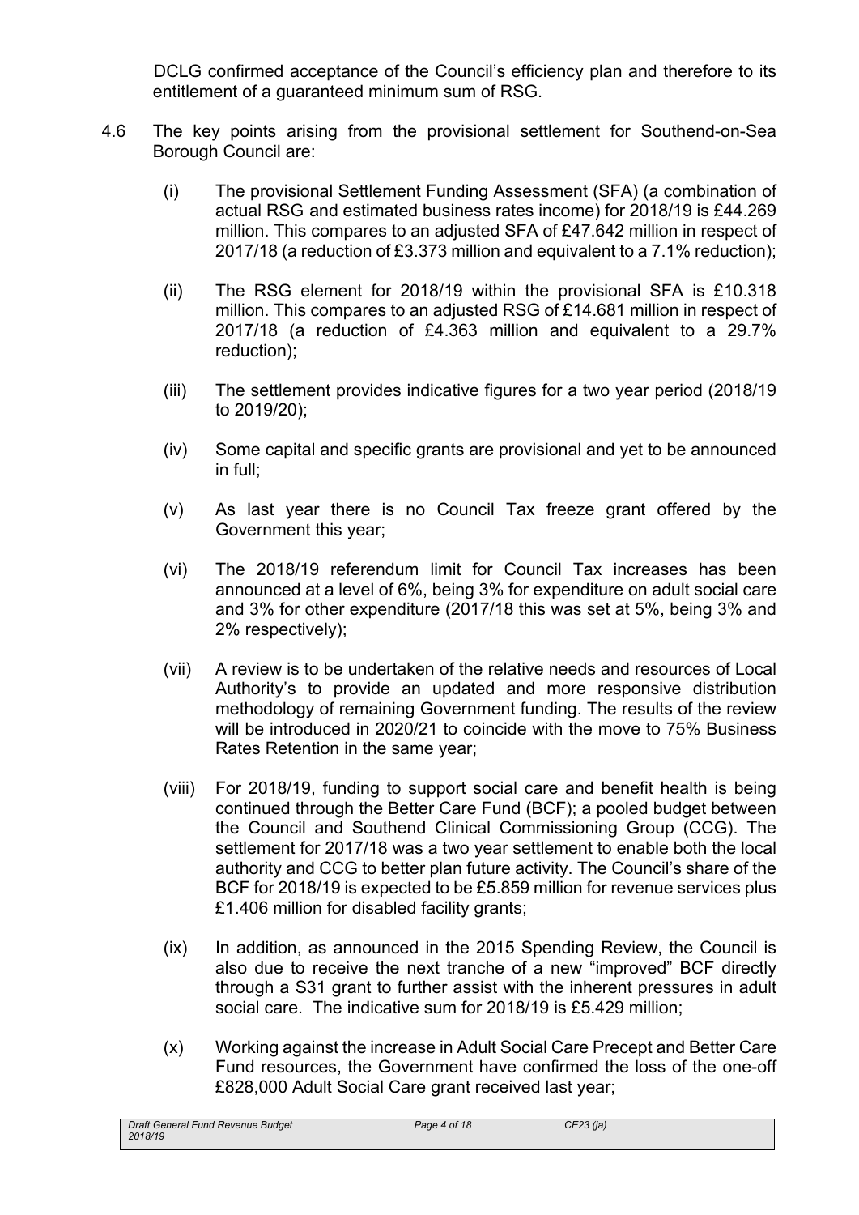DCLG confirmed acceptance of the Council's efficiency plan and therefore to its entitlement of a guaranteed minimum sum of RSG.

4.6 The key points arising from the provisional settlement for Southend-on-Sea Borough Council are:

(i) The provisional Settlement Funding Assessment (SFA) (a combination of actual RSG and estimated business rates income) for 2018/19 is £44.269 million. This compares to an adjusted SFA of £47.642 million in respect of 2017/18 (a reduction of £3.373 million and equivalent to a 7.1% reduction);

(ii) The RSG element for 2018/19 within the provisional SFA is £10.318 million. This compares to an adjusted RSG of £14.681 million in respect of 2017/18 (a reduction of £4.363 million and equivalent to a 29.7% reduction);

(iii) The settlement provides indicative figures for a two year period (2018/19 to 2019/20);

(iv) Some capital and specific grants are provisional and yet to be announced in full;

(v) As last year there is no Council Tax freeze grant offered by the Government this year;

(vi) The 2018/19 referendum limit for Council Tax increases has been announced at a level of 6%, being 3% for expenditure on adult social care and 3% for other expenditure (2017/18 this was set at 5%, being 3% and 2% respectively);

(vii) A review is to be undertaken of the relative needs and resources of Local Authority's to provide an updated and more responsive distribution methodology of remaining Government funding. The results of the review will be introduced in 2020/21 to coincide with the move to 75% Business Rates Retention in the same year;

(viii) For 2018/19, funding to support social care and benefit health is being continued through the Better Care Fund (BCF); a pooled budget between the Council and Southend Clinical Commissioning Group (CCG). The settlement for 2017/18 was a two year settlement to enable both the local authority and CCG to better plan future activity. The Council's share of the BCF for 2018/19 is expected to be £5.859 million for revenue services plus £1.406 million for disabled facility grants;

(ix) In addition, as announced in the 2015 Spending Review, the Council is also due to receive the next tranche of a new "improved" BCF directly through a S31 grant to further assist with the inherent pressures in adult social care. The indicative sum for 2018/19 is £5.429 million;

(x) Working against the increase in Adult Social Care Precept and Better Care Fund resources, the Government have confirmed the loss of the one-off £828,000 Adult Social Care grant received last year;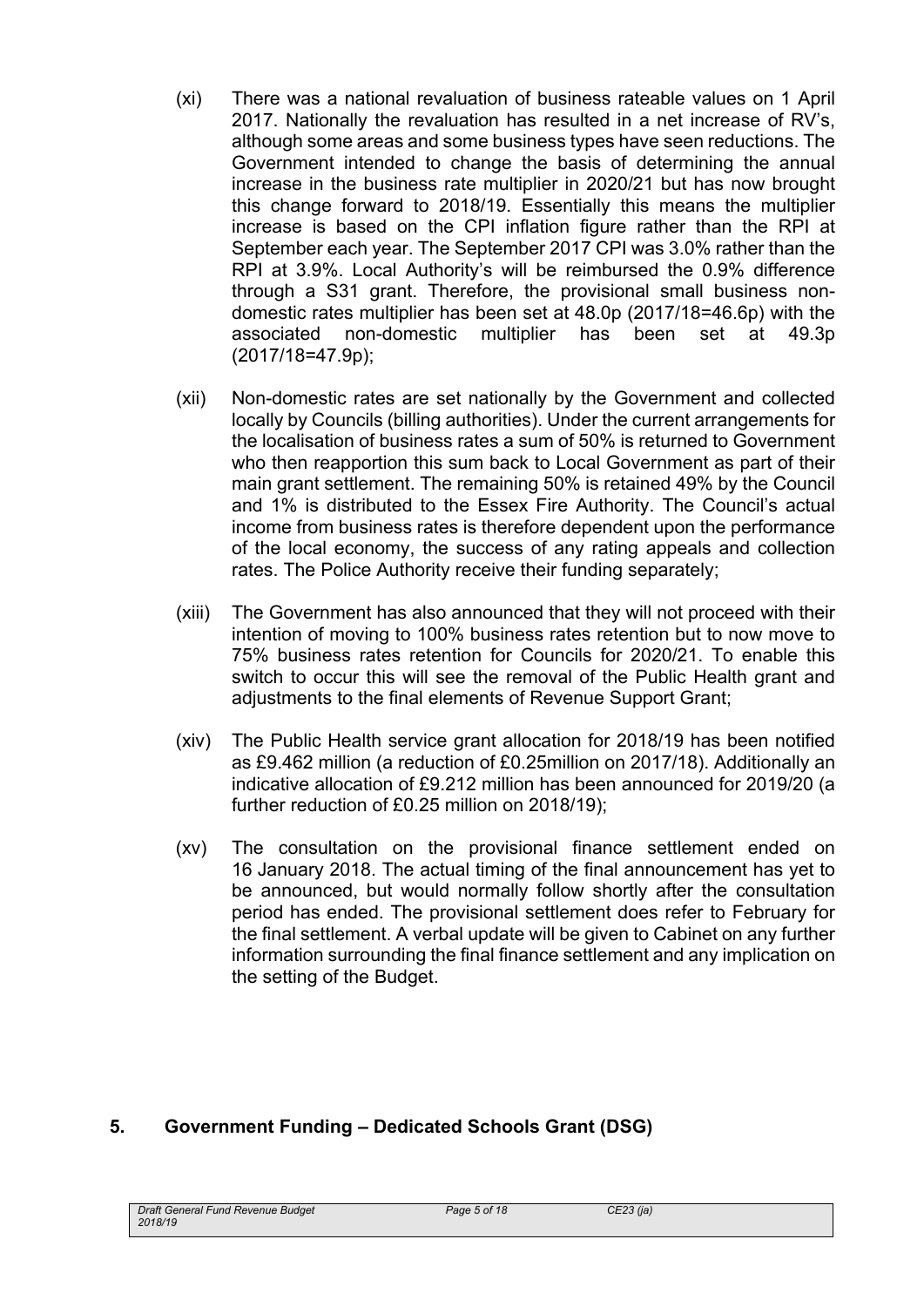(xi) There was a national revaluation of business rateable values on 1 April 2017. Nationally the revaluation has resulted in a net increase of RV's, although some areas and some business types have seen reductions. The Government intended to change the basis of determining the annual increase in the business rate multiplier in 2020/21 but has now brought this change forward to 2018/19. Essentially this means the multiplier increase is based on the CPI inflation figure rather than the RPI at September each year. The September 2017 CPI was 3.0% rather than the RPI at 3.9%. Local Authority's will be reimbursed the 0.9% difference through a S31 grant. Therefore, the provisional small business non-domestic rates multiplier has been set at 48.0p (2017/18=46.6p) with the associated non-domestic multiplier has been set at 49.3p (2017/18=47.9p);

(xii) Non-domestic rates are set nationally by the Government and collected locally by Councils (billing authorities). Under the current arrangements for the localisation of business rates a sum of 50% is returned to Government who then reapportion this sum back to Local Government as part of their main grant settlement. The remaining 50% is retained 49% by the Council and 1% is distributed to the Essex Fire Authority. The Council's actual income from business rates is therefore dependent upon the performance of the local economy, the success of any rating appeals and collection rates. The Police Authority receive their funding separately;

(xiii) The Government has also announced that they will not proceed with their intention of moving to 100% business rates retention but to now move to 75% business rates retention for Councils for 2020/21. To enable this switch to occur this will see the removal of the Public Health grant and adjustments to the final elements of Revenue Support Grant;

(xiv) The Public Health service grant allocation for 2018/19 has been notified as £9.462 million (a reduction of £0.25million on 2017/18). Additionally an indicative allocation of £9.212 million has been announced for 2019/20 (a further reduction of £0.25 million on 2018/19);

(xv) The consultation on the provisional finance settlement ended on 16 January 2018. The actual timing of the final announcement has yet to be announced, but would normally follow shortly after the consultation period has ended. The provisional settlement does refer to February for the final settlement. A verbal update will be given to Cabinet on any further information surrounding the final finance settlement and any implication on the setting of the Budget.

## 5. Government Funding – Dedicated Schools Grant (DSG)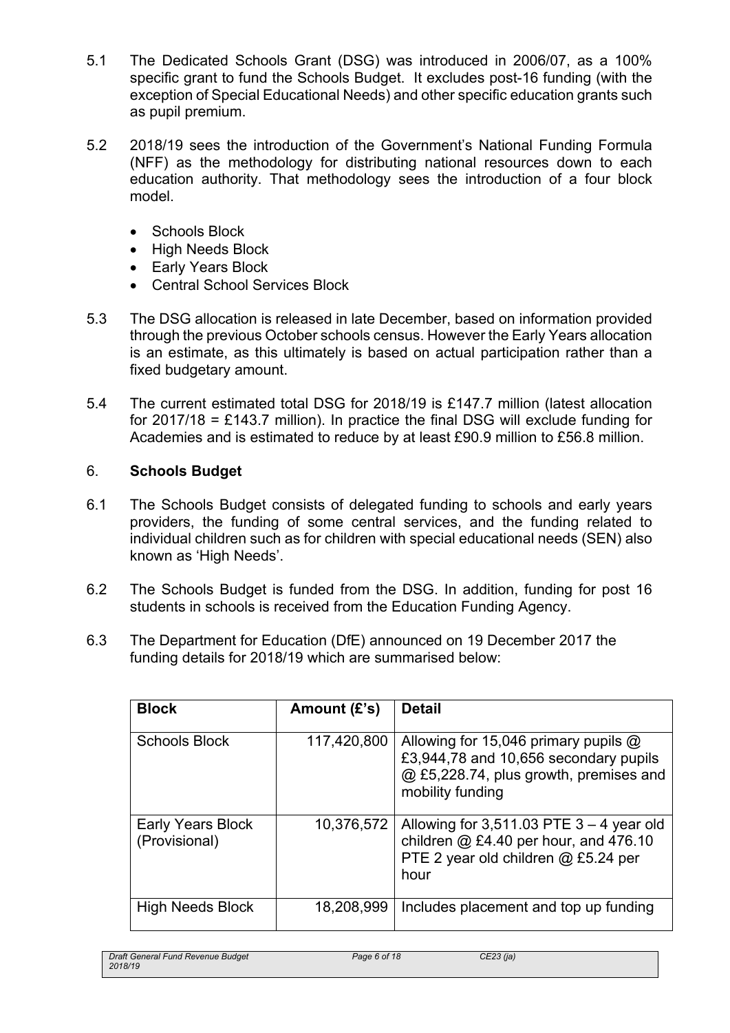5.1 The Dedicated Schools Grant (DSG) was introduced in 2006/07, as a 100% specific grant to fund the Schools Budget. It excludes post-16 funding (with the exception of Special Educational Needs) and other specific education grants such as pupil premium.

5.2 2018/19 sees the introduction of the Government's National Funding Formula (NFF) as the methodology for distributing national resources down to each education authority. That methodology sees the introduction of a four block model.

- Schools Block
- High Needs Block
- Early Years Block
- Central School Services Block

5.3 The DSG allocation is released in late December, based on information provided through the previous October schools census. However the Early Years allocation is an estimate, as this ultimately is based on actual participation rather than a fixed budgetary amount.

5.4 The current estimated total DSG for 2018/19 is £147.7 million (latest allocation for 2017/18 = £143.7 million). In practice the final DSG will exclude funding for Academies and is estimated to reduce by at least £90.9 million to £56.8 million.

## 6. **Schools Budget**

6.1 The Schools Budget consists of delegated funding to schools and early years providers, the funding of some central services, and the funding related to individual children such as for children with special educational needs (SEN) also known as 'High Needs'.

6.2 The Schools Budget is funded from the DSG. In addition, funding for post 16 students in schools is received from the Education Funding Agency.

6.3 The Department for Education (DfE) announced on 19 December 2017 the funding details for 2018/19 which are summarised below:

| **Block** | **Amount (£'s)** | **Detail** |
|---|---|---|
| Schools Block | 117,420,800 | Allowing for 15,046 primary pupils @ £3,944,78 and 10,656 secondary pupils @ £5,228.74, plus growth, premises and mobility funding |
| Early Years Block (Provisional) | 10,376,572 | Allowing for 3,511.03 PTE 3 – 4 year old children @ £4.40 per hour, and 476.10 PTE 2 year old children @ £5.24 per hour |
| High Needs Block | 18,208,999 | Includes placement and top up funding |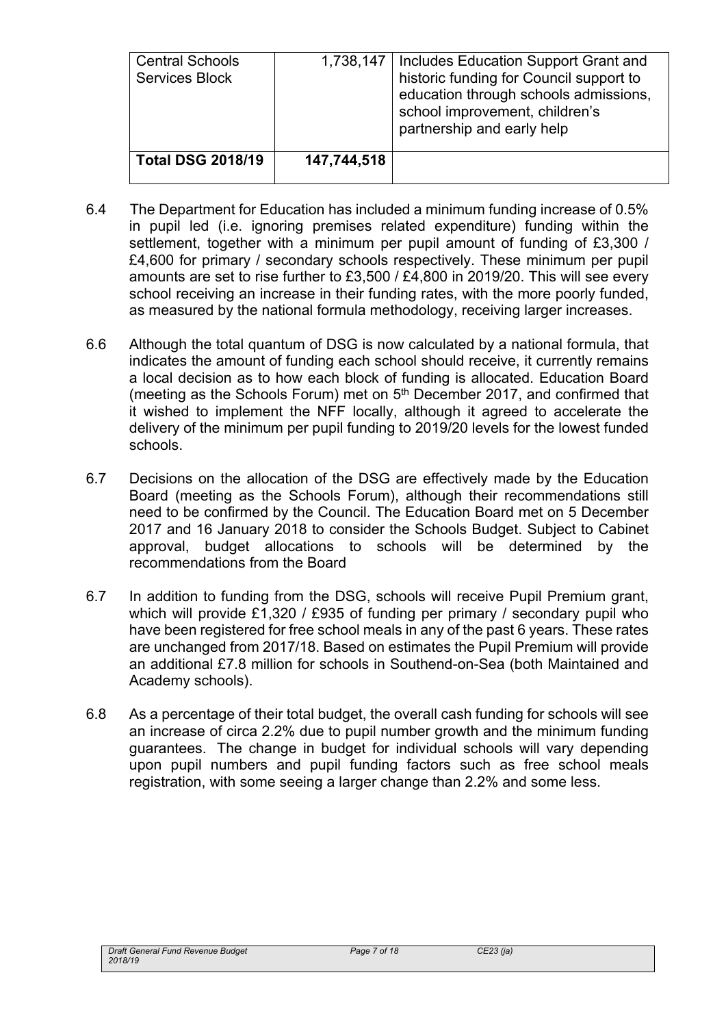| | | |
|---|---|---|
| Central Schools Services Block | 1,738,147 | Includes Education Support Grant and historic funding for Council support to education through schools admissions, school improvement, children's partnership and early help |
| **Total DSG 2018/19** | **147,744,518** | |

6.4 The Department for Education has included a minimum funding increase of 0.5% in pupil led (i.e. ignoring premises related expenditure) funding within the settlement, together with a minimum per pupil amount of funding of £3,300 / £4,600 for primary / secondary schools respectively. These minimum per pupil amounts are set to rise further to £3,500 / £4,800 in 2019/20. This will see every school receiving an increase in their funding rates, with the more poorly funded, as measured by the national formula methodology, receiving larger increases.

6.6 Although the total quantum of DSG is now calculated by a national formula, that indicates the amount of funding each school should receive, it currently remains a local decision as to how each block of funding is allocated. Education Board (meeting as the Schools Forum) met on 5th December 2017, and confirmed that it wished to implement the NFF locally, although it agreed to accelerate the delivery of the minimum per pupil funding to 2019/20 levels for the lowest funded schools.

6.7 Decisions on the allocation of the DSG are effectively made by the Education Board (meeting as the Schools Forum), although their recommendations still need to be confirmed by the Council. The Education Board met on 5 December 2017 and 16 January 2018 to consider the Schools Budget. Subject to Cabinet approval, budget allocations to schools will be determined by the recommendations from the Board

6.7 In addition to funding from the DSG, schools will receive Pupil Premium grant, which will provide £1,320 / £935 of funding per primary / secondary pupil who have been registered for free school meals in any of the past 6 years. These rates are unchanged from 2017/18. Based on estimates the Pupil Premium will provide an additional £7.8 million for schools in Southend-on-Sea (both Maintained and Academy schools).

6.8 As a percentage of their total budget, the overall cash funding for schools will see an increase of circa 2.2% due to pupil number growth and the minimum funding guarantees. The change in budget for individual schools will vary depending upon pupil numbers and pupil funding factors such as free school meals registration, with some seeing a larger change than 2.2% and some less.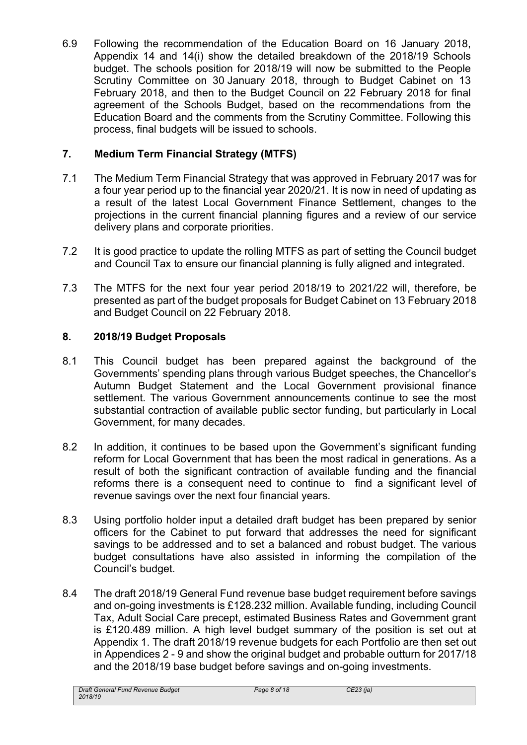6.9 Following the recommendation of the Education Board on 16 January 2018, Appendix 14 and 14(i) show the detailed breakdown of the 2018/19 Schools budget. The schools position for 2018/19 will now be submitted to the People Scrutiny Committee on 30 January 2018, through to Budget Cabinet on 13 February 2018, and then to the Budget Council on 22 February 2018 for final agreement of the Schools Budget, based on the recommendations from the Education Board and the comments from the Scrutiny Committee. Following this process, final budgets will be issued to schools.

## 7. Medium Term Financial Strategy (MTFS)

7.1 The Medium Term Financial Strategy that was approved in February 2017 was for a four year period up to the financial year 2020/21. It is now in need of updating as a result of the latest Local Government Finance Settlement, changes to the projections in the current financial planning figures and a review of our service delivery plans and corporate priorities.

7.2 It is good practice to update the rolling MTFS as part of setting the Council budget and Council Tax to ensure our financial planning is fully aligned and integrated.

7.3 The MTFS for the next four year period 2018/19 to 2021/22 will, therefore, be presented as part of the budget proposals for Budget Cabinet on 13 February 2018 and Budget Council on 22 February 2018.

## 8. 2018/19 Budget Proposals

8.1 This Council budget has been prepared against the background of the Governments' spending plans through various Budget speeches, the Chancellor's Autumn Budget Statement and the Local Government provisional finance settlement. The various Government announcements continue to see the most substantial contraction of available public sector funding, but particularly in Local Government, for many decades.

8.2 In addition, it continues to be based upon the Government's significant funding reform for Local Government that has been the most radical in generations. As a result of both the significant contraction of available funding and the financial reforms there is a consequent need to continue to find a significant level of revenue savings over the next four financial years.

8.3 Using portfolio holder input a detailed draft budget has been prepared by senior officers for the Cabinet to put forward that addresses the need for significant savings to be addressed and to set a balanced and robust budget. The various budget consultations have also assisted in informing the compilation of the Council's budget.

8.4 The draft 2018/19 General Fund revenue base budget requirement before savings and on-going investments is £128.232 million. Available funding, including Council Tax, Adult Social Care precept, estimated Business Rates and Government grant is £120.489 million. A high level budget summary of the position is set out at Appendix 1. The draft 2018/19 revenue budgets for each Portfolio are then set out in Appendices 2 - 9 and show the original budget and probable outturn for 2017/18 and the 2018/19 base budget before savings and on-going investments.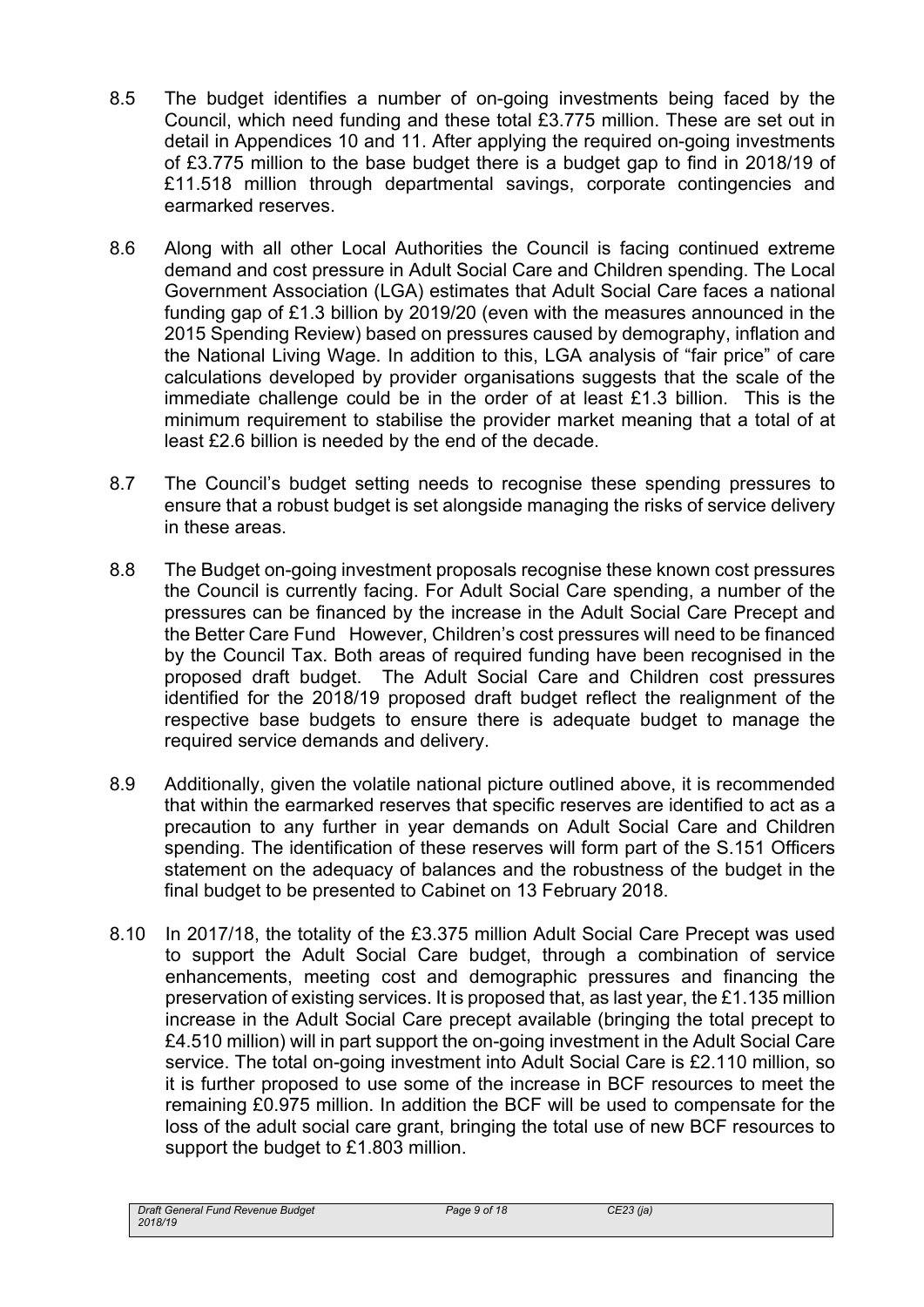8.5 The budget identifies a number of on-going investments being faced by the Council, which need funding and these total £3.775 million. These are set out in detail in Appendices 10 and 11. After applying the required on-going investments of £3.775 million to the base budget there is a budget gap to find in 2018/19 of £11.518 million through departmental savings, corporate contingencies and earmarked reserves.

8.6 Along with all other Local Authorities the Council is facing continued extreme demand and cost pressure in Adult Social Care and Children spending. The Local Government Association (LGA) estimates that Adult Social Care faces a national funding gap of £1.3 billion by 2019/20 (even with the measures announced in the 2015 Spending Review) based on pressures caused by demography, inflation and the National Living Wage. In addition to this, LGA analysis of "fair price" of care calculations developed by provider organisations suggests that the scale of the immediate challenge could be in the order of at least £1.3 billion. This is the minimum requirement to stabilise the provider market meaning that a total of at least £2.6 billion is needed by the end of the decade.

8.7 The Council's budget setting needs to recognise these spending pressures to ensure that a robust budget is set alongside managing the risks of service delivery in these areas.

8.8 The Budget on-going investment proposals recognise these known cost pressures the Council is currently facing. For Adult Social Care spending, a number of the pressures can be financed by the increase in the Adult Social Care Precept and the Better Care Fund However, Children's cost pressures will need to be financed by the Council Tax. Both areas of required funding have been recognised in the proposed draft budget. The Adult Social Care and Children cost pressures identified for the 2018/19 proposed draft budget reflect the realignment of the respective base budgets to ensure there is adequate budget to manage the required service demands and delivery.

8.9 Additionally, given the volatile national picture outlined above, it is recommended that within the earmarked reserves that specific reserves are identified to act as a precaution to any further in year demands on Adult Social Care and Children spending. The identification of these reserves will form part of the S.151 Officers statement on the adequacy of balances and the robustness of the budget in the final budget to be presented to Cabinet on 13 February 2018.

8.10 In 2017/18, the totality of the £3.375 million Adult Social Care Precept was used to support the Adult Social Care budget, through a combination of service enhancements, meeting cost and demographic pressures and financing the preservation of existing services. It is proposed that, as last year, the £1.135 million increase in the Adult Social Care precept available (bringing the total precept to £4.510 million) will in part support the on-going investment in the Adult Social Care service. The total on-going investment into Adult Social Care is £2.110 million, so it is further proposed to use some of the increase in BCF resources to meet the remaining £0.975 million. In addition the BCF will be used to compensate for the loss of the adult social care grant, bringing the total use of new BCF resources to support the budget to £1.803 million.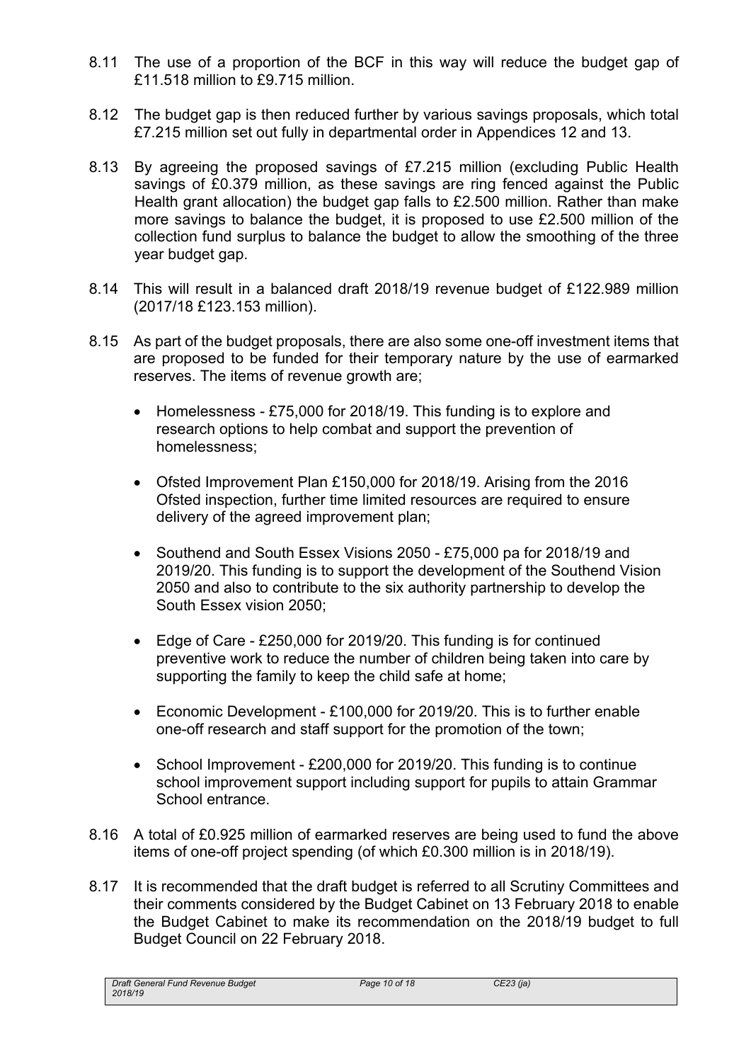8.11 The use of a proportion of the BCF in this way will reduce the budget gap of £11.518 million to £9.715 million.

8.12 The budget gap is then reduced further by various savings proposals, which total £7.215 million set out fully in departmental order in Appendices 12 and 13.

8.13 By agreeing the proposed savings of £7.215 million (excluding Public Health savings of £0.379 million, as these savings are ring fenced against the Public Health grant allocation) the budget gap falls to £2.500 million. Rather than make more savings to balance the budget, it is proposed to use £2.500 million of the collection fund surplus to balance the budget to allow the smoothing of the three year budget gap.

8.14 This will result in a balanced draft 2018/19 revenue budget of £122.989 million (2017/18 £123.153 million).

8.15 As part of the budget proposals, there are also some one-off investment items that are proposed to be funded for their temporary nature by the use of earmarked reserves. The items of revenue growth are;

- Homelessness - £75,000 for 2018/19. This funding is to explore and research options to help combat and support the prevention of homelessness;
- Ofsted Improvement Plan £150,000 for 2018/19. Arising from the 2016 Ofsted inspection, further time limited resources are required to ensure delivery of the agreed improvement plan;
- Southend and South Essex Visions 2050 - £75,000 pa for 2018/19 and 2019/20. This funding is to support the development of the Southend Vision 2050 and also to contribute to the six authority partnership to develop the South Essex vision 2050;
- Edge of Care - £250,000 for 2019/20. This funding is for continued preventive work to reduce the number of children being taken into care by supporting the family to keep the child safe at home;
- Economic Development - £100,000 for 2019/20. This is to further enable one-off research and staff support for the promotion of the town;
- School Improvement - £200,000 for 2019/20. This funding is to continue school improvement support including support for pupils to attain Grammar School entrance.

8.16 A total of £0.925 million of earmarked reserves are being used to fund the above items of one-off project spending (of which £0.300 million is in 2018/19).

8.17 It is recommended that the draft budget is referred to all Scrutiny Committees and their comments considered by the Budget Cabinet on 13 February 2018 to enable the Budget Cabinet to make its recommendation on the 2018/19 budget to full Budget Council on 22 February 2018.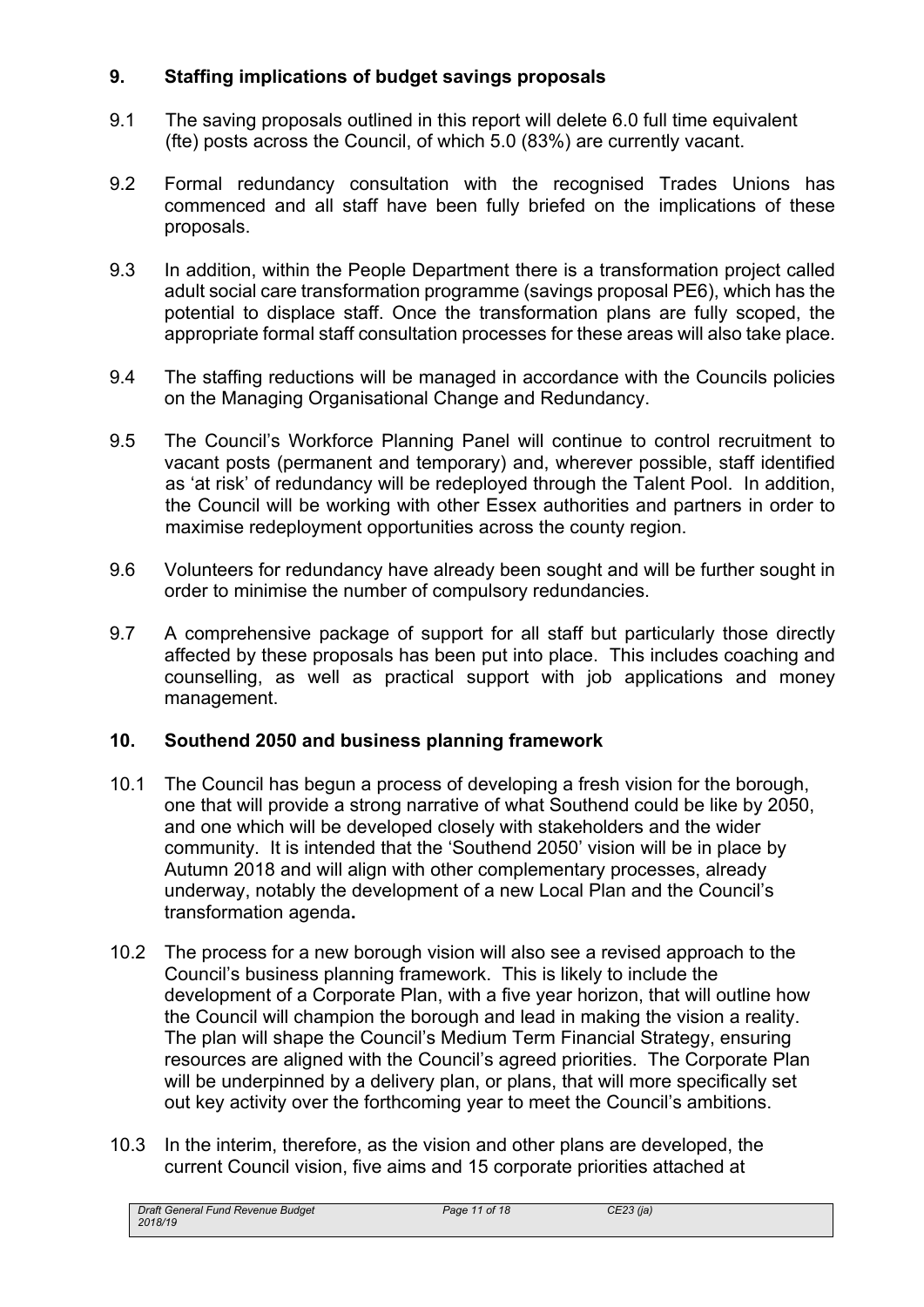## 9. Staffing implications of budget savings proposals

9.1 The saving proposals outlined in this report will delete 6.0 full time equivalent (fte) posts across the Council, of which 5.0 (83%) are currently vacant.

9.2 Formal redundancy consultation with the recognised Trades Unions has commenced and all staff have been fully briefed on the implications of these proposals.

9.3 In addition, within the People Department there is a transformation project called adult social care transformation programme (savings proposal PE6), which has the potential to displace staff. Once the transformation plans are fully scoped, the appropriate formal staff consultation processes for these areas will also take place.

9.4 The staffing reductions will be managed in accordance with the Councils policies on the Managing Organisational Change and Redundancy.

9.5 The Council's Workforce Planning Panel will continue to control recruitment to vacant posts (permanent and temporary) and, wherever possible, staff identified as 'at risk' of redundancy will be redeployed through the Talent Pool. In addition, the Council will be working with other Essex authorities and partners in order to maximise redeployment opportunities across the county region.

9.6 Volunteers for redundancy have already been sought and will be further sought in order to minimise the number of compulsory redundancies.

9.7 A comprehensive package of support for all staff but particularly those directly affected by these proposals has been put into place. This includes coaching and counselling, as well as practical support with job applications and money management.

## 10. Southend 2050 and business planning framework

10.1 The Council has begun a process of developing a fresh vision for the borough, one that will provide a strong narrative of what Southend could be like by 2050, and one which will be developed closely with stakeholders and the wider community. It is intended that the 'Southend 2050' vision will be in place by Autumn 2018 and will align with other complementary processes, already underway, notably the development of a new Local Plan and the Council's transformation agenda**.**

10.2 The process for a new borough vision will also see a revised approach to the Council's business planning framework. This is likely to include the development of a Corporate Plan, with a five year horizon, that will outline how the Council will champion the borough and lead in making the vision a reality. The plan will shape the Council's Medium Term Financial Strategy, ensuring resources are aligned with the Council's agreed priorities. The Corporate Plan will be underpinned by a delivery plan, or plans, that will more specifically set out key activity over the forthcoming year to meet the Council's ambitions.

10.3 In the interim, therefore, as the vision and other plans are developed, the current Council vision, five aims and 15 corporate priorities attached at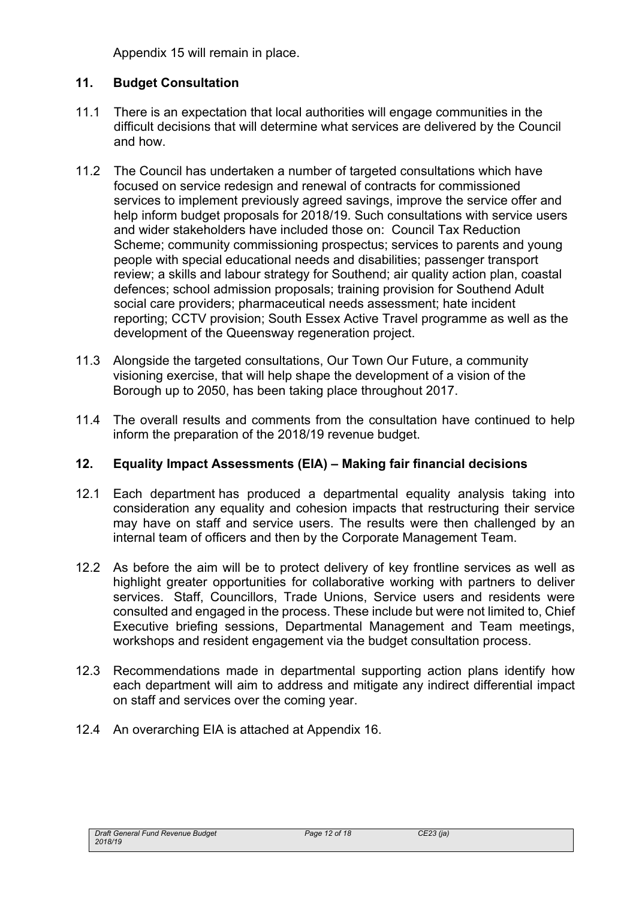Appendix 15 will remain in place.

## 11. Budget Consultation

11.1 There is an expectation that local authorities will engage communities in the difficult decisions that will determine what services are delivered by the Council and how.

11.2 The Council has undertaken a number of targeted consultations which have focused on service redesign and renewal of contracts for commissioned services to implement previously agreed savings, improve the service offer and help inform budget proposals for 2018/19. Such consultations with service users and wider stakeholders have included those on: Council Tax Reduction Scheme; community commissioning prospectus; services to parents and young people with special educational needs and disabilities; passenger transport review; a skills and labour strategy for Southend; air quality action plan, coastal defences; school admission proposals; training provision for Southend Adult social care providers; pharmaceutical needs assessment; hate incident reporting; CCTV provision; South Essex Active Travel programme as well as the development of the Queensway regeneration project.

11.3 Alongside the targeted consultations, Our Town Our Future, a community visioning exercise, that will help shape the development of a vision of the Borough up to 2050, has been taking place throughout 2017.

11.4 The overall results and comments from the consultation have continued to help inform the preparation of the 2018/19 revenue budget.

## 12. Equality Impact Assessments (EIA) – Making fair financial decisions

12.1 Each department has produced a departmental equality analysis taking into consideration any equality and cohesion impacts that restructuring their service may have on staff and service users. The results were then challenged by an internal team of officers and then by the Corporate Management Team.

12.2 As before the aim will be to protect delivery of key frontline services as well as highlight greater opportunities for collaborative working with partners to deliver services. Staff, Councillors, Trade Unions, Service users and residents were consulted and engaged in the process. These include but were not limited to, Chief Executive briefing sessions, Departmental Management and Team meetings, workshops and resident engagement via the budget consultation process.

12.3 Recommendations made in departmental supporting action plans identify how each department will aim to address and mitigate any indirect differential impact on staff and services over the coming year.

12.4 An overarching EIA is attached at Appendix 16.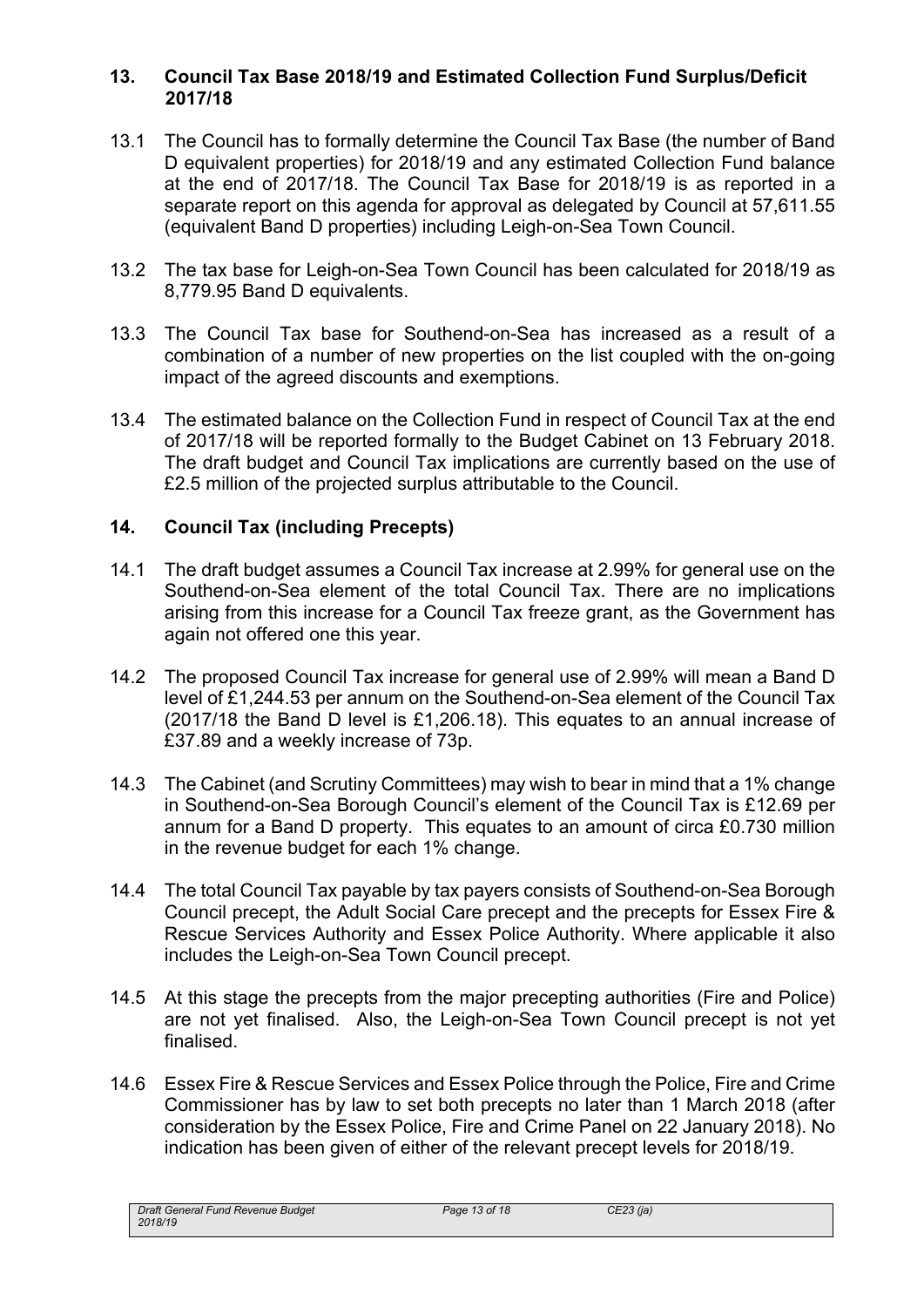## 13. Council Tax Base 2018/19 and Estimated Collection Fund Surplus/Deficit 2017/18

13.1 The Council has to formally determine the Council Tax Base (the number of Band D equivalent properties) for 2018/19 and any estimated Collection Fund balance at the end of 2017/18. The Council Tax Base for 2018/19 is as reported in a separate report on this agenda for approval as delegated by Council at 57,611.55 (equivalent Band D properties) including Leigh-on-Sea Town Council.

13.2 The tax base for Leigh-on-Sea Town Council has been calculated for 2018/19 as 8,779.95 Band D equivalents.

13.3 The Council Tax base for Southend-on-Sea has increased as a result of a combination of a number of new properties on the list coupled with the on-going impact of the agreed discounts and exemptions.

13.4 The estimated balance on the Collection Fund in respect of Council Tax at the end of 2017/18 will be reported formally to the Budget Cabinet on 13 February 2018. The draft budget and Council Tax implications are currently based on the use of £2.5 million of the projected surplus attributable to the Council.

## 14. Council Tax (including Precepts)

14.1 The draft budget assumes a Council Tax increase at 2.99% for general use on the Southend-on-Sea element of the total Council Tax. There are no implications arising from this increase for a Council Tax freeze grant, as the Government has again not offered one this year.

14.2 The proposed Council Tax increase for general use of 2.99% will mean a Band D level of £1,244.53 per annum on the Southend-on-Sea element of the Council Tax (2017/18 the Band D level is £1,206.18). This equates to an annual increase of £37.89 and a weekly increase of 73p.

14.3 The Cabinet (and Scrutiny Committees) may wish to bear in mind that a 1% change in Southend-on-Sea Borough Council's element of the Council Tax is £12.69 per annum for a Band D property. This equates to an amount of circa £0.730 million in the revenue budget for each 1% change.

14.4 The total Council Tax payable by tax payers consists of Southend-on-Sea Borough Council precept, the Adult Social Care precept and the precepts for Essex Fire & Rescue Services Authority and Essex Police Authority. Where applicable it also includes the Leigh-on-Sea Town Council precept.

14.5 At this stage the precepts from the major precepting authorities (Fire and Police) are not yet finalised. Also, the Leigh-on-Sea Town Council precept is not yet finalised.

14.6 Essex Fire & Rescue Services and Essex Police through the Police, Fire and Crime Commissioner has by law to set both precepts no later than 1 March 2018 (after consideration by the Essex Police, Fire and Crime Panel on 22 January 2018). No indication has been given of either of the relevant precept levels for 2018/19.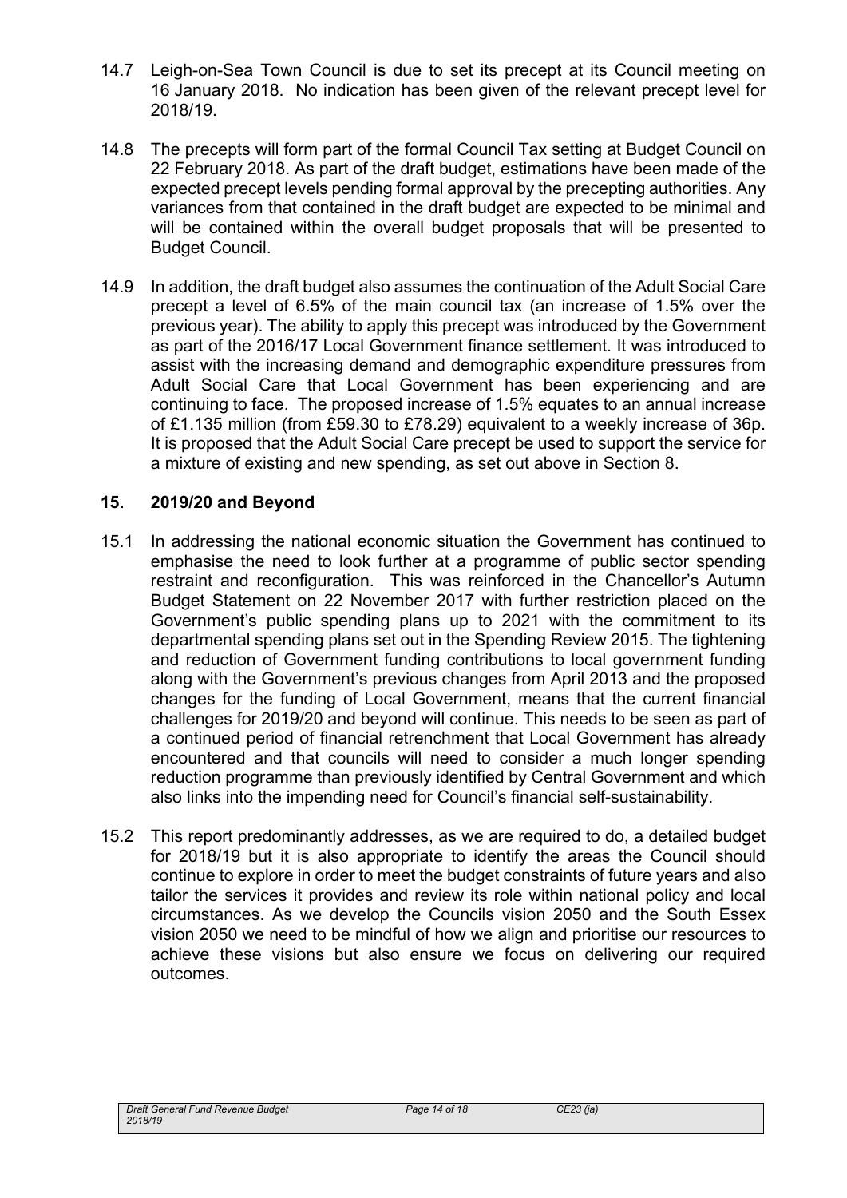14.7 Leigh-on-Sea Town Council is due to set its precept at its Council meeting on 16 January 2018. No indication has been given of the relevant precept level for 2018/19.

14.8 The precepts will form part of the formal Council Tax setting at Budget Council on 22 February 2018. As part of the draft budget, estimations have been made of the expected precept levels pending formal approval by the precepting authorities. Any variances from that contained in the draft budget are expected to be minimal and will be contained within the overall budget proposals that will be presented to Budget Council.

14.9 In addition, the draft budget also assumes the continuation of the Adult Social Care precept a level of 6.5% of the main council tax (an increase of 1.5% over the previous year). The ability to apply this precept was introduced by the Government as part of the 2016/17 Local Government finance settlement. It was introduced to assist with the increasing demand and demographic expenditure pressures from Adult Social Care that Local Government has been experiencing and are continuing to face. The proposed increase of 1.5% equates to an annual increase of £1.135 million (from £59.30 to £78.29) equivalent to a weekly increase of 36p. It is proposed that the Adult Social Care precept be used to support the service for a mixture of existing and new spending, as set out above in Section 8.

## 15. 2019/20 and Beyond

15.1 In addressing the national economic situation the Government has continued to emphasise the need to look further at a programme of public sector spending restraint and reconfiguration. This was reinforced in the Chancellor's Autumn Budget Statement on 22 November 2017 with further restriction placed on the Government's public spending plans up to 2021 with the commitment to its departmental spending plans set out in the Spending Review 2015. The tightening and reduction of Government funding contributions to local government funding along with the Government's previous changes from April 2013 and the proposed changes for the funding of Local Government, means that the current financial challenges for 2019/20 and beyond will continue. This needs to be seen as part of a continued period of financial retrenchment that Local Government has already encountered and that councils will need to consider a much longer spending reduction programme than previously identified by Central Government and which also links into the impending need for Council's financial self-sustainability.

15.2 This report predominantly addresses, as we are required to do, a detailed budget for 2018/19 but it is also appropriate to identify the areas the Council should continue to explore in order to meet the budget constraints of future years and also tailor the services it provides and review its role within national policy and local circumstances. As we develop the Councils vision 2050 and the South Essex vision 2050 we need to be mindful of how we align and prioritise our resources to achieve these visions but also ensure we focus on delivering our required outcomes.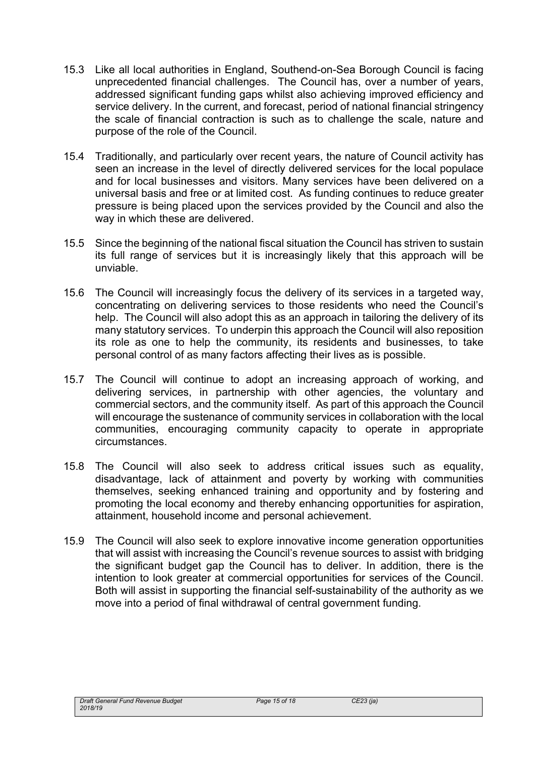15.3 Like all local authorities in England, Southend-on-Sea Borough Council is facing unprecedented financial challenges. The Council has, over a number of years, addressed significant funding gaps whilst also achieving improved efficiency and service delivery. In the current, and forecast, period of national financial stringency the scale of financial contraction is such as to challenge the scale, nature and purpose of the role of the Council.

15.4 Traditionally, and particularly over recent years, the nature of Council activity has seen an increase in the level of directly delivered services for the local populace and for local businesses and visitors. Many services have been delivered on a universal basis and free or at limited cost. As funding continues to reduce greater pressure is being placed upon the services provided by the Council and also the way in which these are delivered.

15.5 Since the beginning of the national fiscal situation the Council has striven to sustain its full range of services but it is increasingly likely that this approach will be unviable.

15.6 The Council will increasingly focus the delivery of its services in a targeted way, concentrating on delivering services to those residents who need the Council's help. The Council will also adopt this as an approach in tailoring the delivery of its many statutory services. To underpin this approach the Council will also reposition its role as one to help the community, its residents and businesses, to take personal control of as many factors affecting their lives as is possible.

15.7 The Council will continue to adopt an increasing approach of working, and delivering services, in partnership with other agencies, the voluntary and commercial sectors, and the community itself. As part of this approach the Council will encourage the sustenance of community services in collaboration with the local communities, encouraging community capacity to operate in appropriate circumstances.

15.8 The Council will also seek to address critical issues such as equality, disadvantage, lack of attainment and poverty by working with communities themselves, seeking enhanced training and opportunity and by fostering and promoting the local economy and thereby enhancing opportunities for aspiration, attainment, household income and personal achievement.

15.9 The Council will also seek to explore innovative income generation opportunities that will assist with increasing the Council's revenue sources to assist with bridging the significant budget gap the Council has to deliver. In addition, there is the intention to look greater at commercial opportunities for services of the Council. Both will assist in supporting the financial self-sustainability of the authority as we move into a period of final withdrawal of central government funding.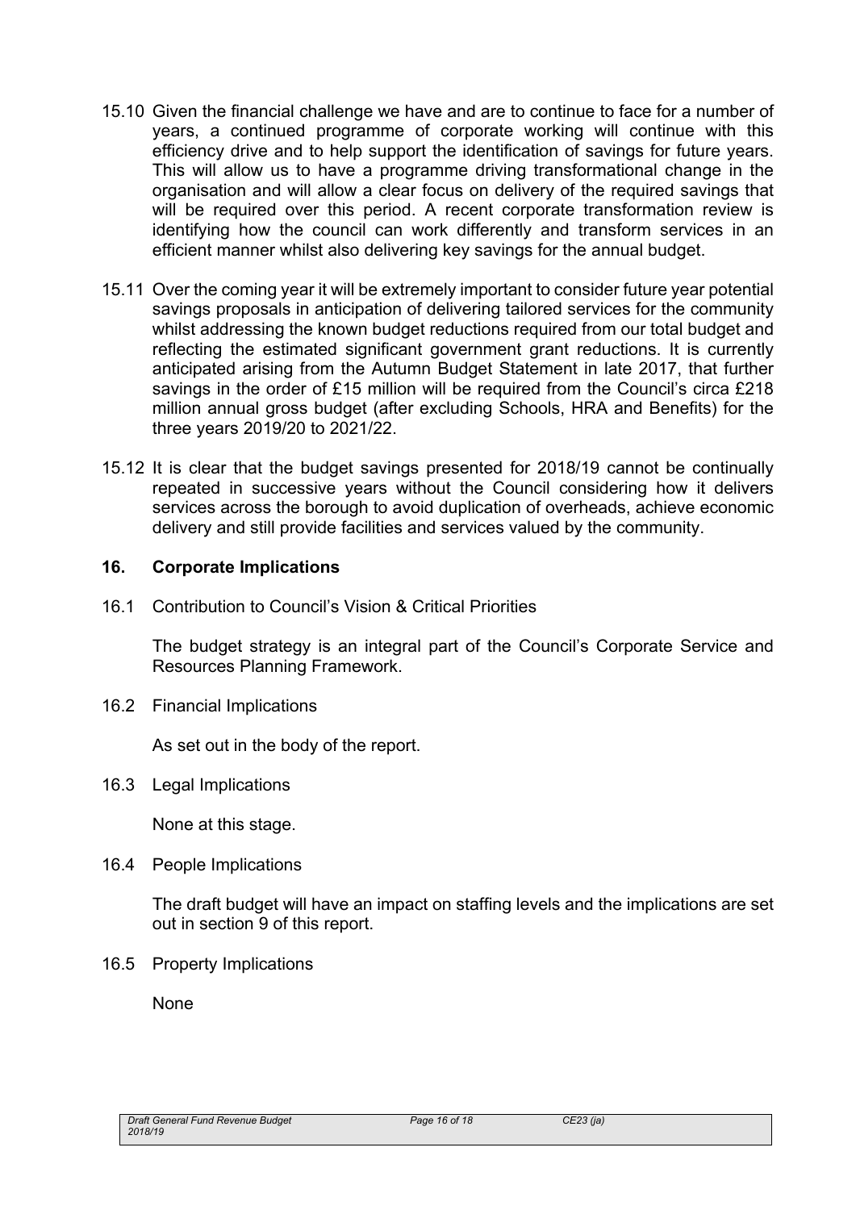15.10 Given the financial challenge we have and are to continue to face for a number of years, a continued programme of corporate working will continue with this efficiency drive and to help support the identification of savings for future years. This will allow us to have a programme driving transformational change in the organisation and will allow a clear focus on delivery of the required savings that will be required over this period. A recent corporate transformation review is identifying how the council can work differently and transform services in an efficient manner whilst also delivering key savings for the annual budget.

15.11 Over the coming year it will be extremely important to consider future year potential savings proposals in anticipation of delivering tailored services for the community whilst addressing the known budget reductions required from our total budget and reflecting the estimated significant government grant reductions. It is currently anticipated arising from the Autumn Budget Statement in late 2017, that further savings in the order of £15 million will be required from the Council's circa £218 million annual gross budget (after excluding Schools, HRA and Benefits) for the three years 2019/20 to 2021/22.

15.12 It is clear that the budget savings presented for 2018/19 cannot be continually repeated in successive years without the Council considering how it delivers services across the borough to avoid duplication of overheads, achieve economic delivery and still provide facilities and services valued by the community.

## 16. Corporate Implications

16.1 Contribution to Council's Vision & Critical Priorities

The budget strategy is an integral part of the Council's Corporate Service and Resources Planning Framework.

16.2 Financial Implications

As set out in the body of the report.

16.3 Legal Implications

None at this stage.

16.4 People Implications

The draft budget will have an impact on staffing levels and the implications are set out in section 9 of this report.

16.5 Property Implications

None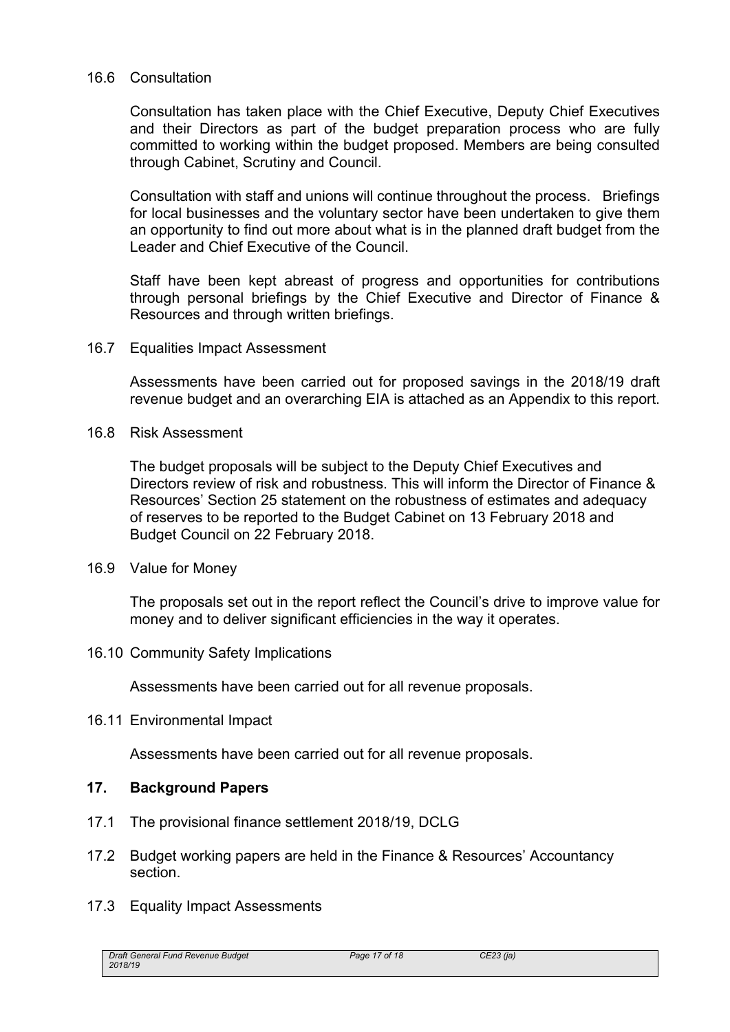16.6 Consultation

Consultation has taken place with the Chief Executive, Deputy Chief Executives and their Directors as part of the budget preparation process who are fully committed to working within the budget proposed. Members are being consulted through Cabinet, Scrutiny and Council.

Consultation with staff and unions will continue throughout the process. Briefings for local businesses and the voluntary sector have been undertaken to give them an opportunity to find out more about what is in the planned draft budget from the Leader and Chief Executive of the Council.

Staff have been kept abreast of progress and opportunities for contributions through personal briefings by the Chief Executive and Director of Finance & Resources and through written briefings.

16.7 Equalities Impact Assessment

Assessments have been carried out for proposed savings in the 2018/19 draft revenue budget and an overarching EIA is attached as an Appendix to this report.

16.8 Risk Assessment

The budget proposals will be subject to the Deputy Chief Executives and Directors review of risk and robustness. This will inform the Director of Finance & Resources' Section 25 statement on the robustness of estimates and adequacy of reserves to be reported to the Budget Cabinet on 13 February 2018 and Budget Council on 22 February 2018.

16.9 Value for Money

The proposals set out in the report reflect the Council's drive to improve value for money and to deliver significant efficiencies in the way it operates.

16.10 Community Safety Implications

Assessments have been carried out for all revenue proposals.

16.11 Environmental Impact

Assessments have been carried out for all revenue proposals.

## 17. Background Papers

17.1 The provisional finance settlement 2018/19, DCLG

17.2 Budget working papers are held in the Finance & Resources' Accountancy section.

17.3 Equality Impact Assessments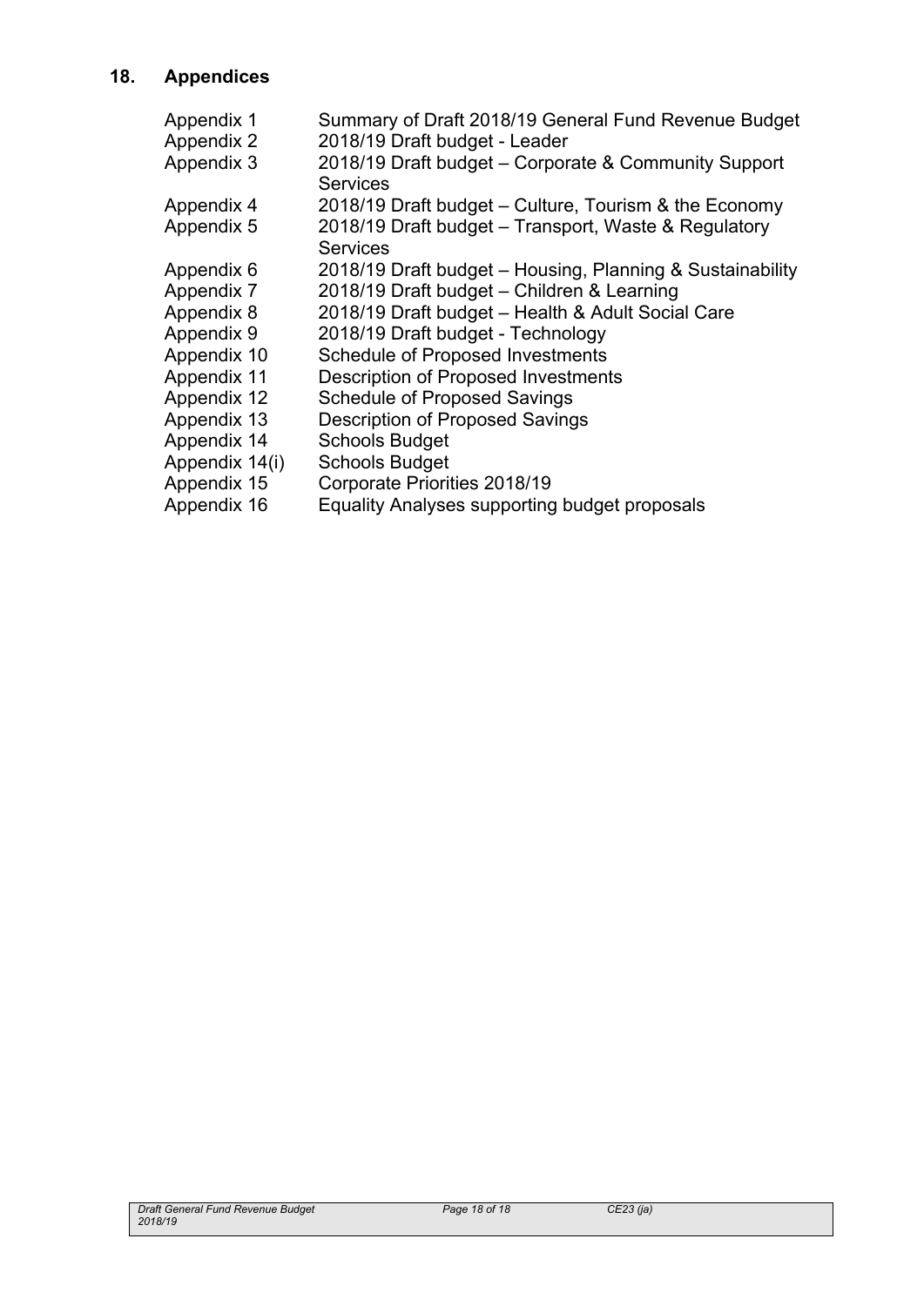## 18. Appendices

| | |
|---|---|
| Appendix 1 | Summary of Draft 2018/19 General Fund Revenue Budget |
| Appendix 2 | 2018/19 Draft budget - Leader |
| Appendix 3 | 2018/19 Draft budget – Corporate & Community Support Services |
| Appendix 4 | 2018/19 Draft budget – Culture, Tourism & the Economy |
| Appendix 5 | 2018/19 Draft budget – Transport, Waste & Regulatory Services |
| Appendix 6 | 2018/19 Draft budget – Housing, Planning & Sustainability |
| Appendix 7 | 2018/19 Draft budget – Children & Learning |
| Appendix 8 | 2018/19 Draft budget – Health & Adult Social Care |
| Appendix 9 | 2018/19 Draft budget - Technology |
| Appendix 10 | Schedule of Proposed Investments |
| Appendix 11 | Description of Proposed Investments |
| Appendix 12 | Schedule of Proposed Savings |
| Appendix 13 | Description of Proposed Savings |
| Appendix 14 | Schools Budget |
| Appendix 14(i) | Schools Budget |
| Appendix 15 | Corporate Priorities 2018/19 |
| Appendix 16 | Equality Analyses supporting budget proposals |